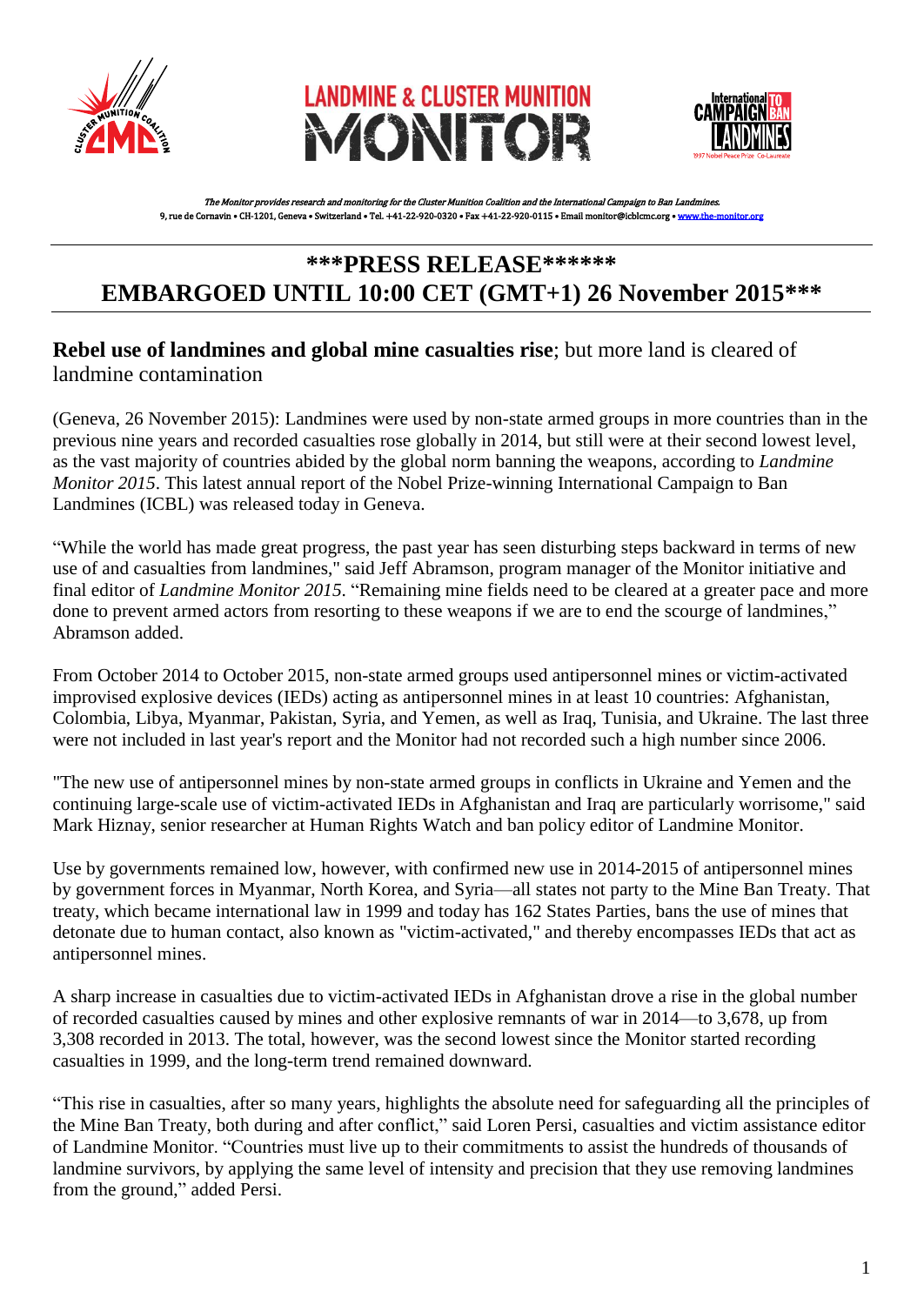LANDMINE & CLUSTER MUNITION MONITOR

*The Monitor provides research and monitoring for the Cluster Munition Coalition and the International Campaign to Ban Landmines.*
9, rue de Cornavin • CH-1201, Geneva • Switzerland • Tel. +41-22-920-0320 • Fax +41-22-920-0115 • Email monitor@icblcmc.org • www.the-monitor.org

## \*\*\*PRESS RELEASE\*\*\*\*\*\*
## EMBARGOED UNTIL 10:00 CET (GMT+1) 26 November 2015\*\*\*

### **Rebel use of landmines and global mine casualties rise**; but more land is cleared of landmine contamination

(Geneva, 26 November 2015): Landmines were used by non-state armed groups in more countries than in the previous nine years and recorded casualties rose globally in 2014, but still were at their second lowest level, as the vast majority of countries abided by the global norm banning the weapons, according to *Landmine Monitor 2015*. This latest annual report of the Nobel Prize-winning International Campaign to Ban Landmines (ICBL) was released today in Geneva.

"While the world has made great progress, the past year has seen disturbing steps backward in terms of new use of and casualties from landmines," said Jeff Abramson, program manager of the Monitor initiative and final editor of *Landmine Monitor 2015*. "Remaining mine fields need to be cleared at a greater pace and more done to prevent armed actors from resorting to these weapons if we are to end the scourge of landmines," Abramson added.

From October 2014 to October 2015, non-state armed groups used antipersonnel mines or victim-activated improvised explosive devices (IEDs) acting as antipersonnel mines in at least 10 countries: Afghanistan, Colombia, Libya, Myanmar, Pakistan, Syria, and Yemen, as well as Iraq, Tunisia, and Ukraine. The last three were not included in last year's report and the Monitor had not recorded such a high number since 2006.

"The new use of antipersonnel mines by non-state armed groups in conflicts in Ukraine and Yemen and the continuing large-scale use of victim-activated IEDs in Afghanistan and Iraq are particularly worrisome," said Mark Hiznay, senior researcher at Human Rights Watch and ban policy editor of Landmine Monitor.

Use by governments remained low, however, with confirmed new use in 2014-2015 of antipersonnel mines by government forces in Myanmar, North Korea, and Syria—all states not party to the Mine Ban Treaty. That treaty, which became international law in 1999 and today has 162 States Parties, bans the use of mines that detonate due to human contact, also known as "victim-activated," and thereby encompasses IEDs that act as antipersonnel mines.

A sharp increase in casualties due to victim-activated IEDs in Afghanistan drove a rise in the global number of recorded casualties caused by mines and other explosive remnants of war in 2014—to 3,678, up from 3,308 recorded in 2013. The total, however, was the second lowest since the Monitor started recording casualties in 1999, and the long-term trend remained downward.

"This rise in casualties, after so many years, highlights the absolute need for safeguarding all the principles of the Mine Ban Treaty, both during and after conflict," said Loren Persi, casualties and victim assistance editor of Landmine Monitor. "Countries must live up to their commitments to assist the hundreds of thousands of landmine survivors, by applying the same level of intensity and precision that they use removing landmines from the ground," added Persi.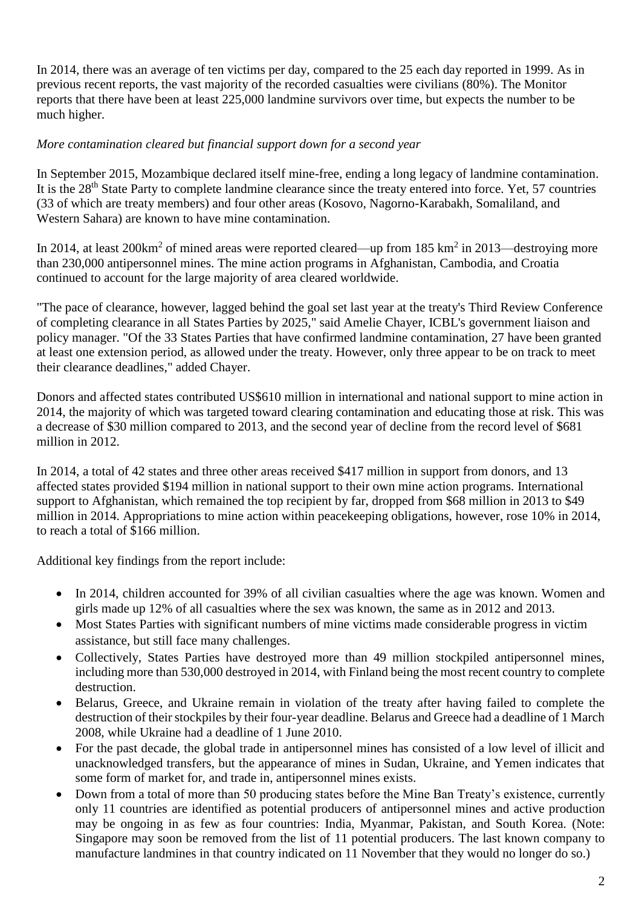In 2014, there was an average of ten victims per day, compared to the 25 each day reported in 1999. As in previous recent reports, the vast majority of the recorded casualties were civilians (80%). The Monitor reports that there have been at least 225,000 landmine survivors over time, but expects the number to be much higher.

*More contamination cleared but financial support down for a second year*

In September 2015, Mozambique declared itself mine-free, ending a long legacy of landmine contamination. It is the 28th State Party to complete landmine clearance since the treaty entered into force. Yet, 57 countries (33 of which are treaty members) and four other areas (Kosovo, Nagorno-Karabakh, Somaliland, and Western Sahara) are known to have mine contamination.

In 2014, at least 200km$^2$ of mined areas were reported cleared—up from 185 km$^2$ in 2013—destroying more than 230,000 antipersonnel mines. The mine action programs in Afghanistan, Cambodia, and Croatia continued to account for the large majority of area cleared worldwide.

"The pace of clearance, however, lagged behind the goal set last year at the treaty's Third Review Conference of completing clearance in all States Parties by 2025," said Amelie Chayer, ICBL's government liaison and policy manager. "Of the 33 States Parties that have confirmed landmine contamination, 27 have been granted at least one extension period, as allowed under the treaty. However, only three appear to be on track to meet their clearance deadlines," added Chayer.

Donors and affected states contributed US$610 million in international and national support to mine action in 2014, the majority of which was targeted toward clearing contamination and educating those at risk. This was a decrease of $30 million compared to 2013, and the second year of decline from the record level of $681 million in 2012.

In 2014, a total of 42 states and three other areas received $417 million in support from donors, and 13 affected states provided $194 million in national support to their own mine action programs. International support to Afghanistan, which remained the top recipient by far, dropped from $68 million in 2013 to $49 million in 2014. Appropriations to mine action within peacekeeping obligations, however, rose 10% in 2014, to reach a total of $166 million.

Additional key findings from the report include:

- In 2014, children accounted for 39% of all civilian casualties where the age was known. Women and girls made up 12% of all casualties where the sex was known, the same as in 2012 and 2013.
- Most States Parties with significant numbers of mine victims made considerable progress in victim assistance, but still face many challenges.
- Collectively, States Parties have destroyed more than 49 million stockpiled antipersonnel mines, including more than 530,000 destroyed in 2014, with Finland being the most recent country to complete destruction.
- Belarus, Greece, and Ukraine remain in violation of the treaty after having failed to complete the destruction of their stockpiles by their four-year deadline. Belarus and Greece had a deadline of 1 March 2008, while Ukraine had a deadline of 1 June 2010.
- For the past decade, the global trade in antipersonnel mines has consisted of a low level of illicit and unacknowledged transfers, but the appearance of mines in Sudan, Ukraine, and Yemen indicates that some form of market for, and trade in, antipersonnel mines exists.
- Down from a total of more than 50 producing states before the Mine Ban Treaty's existence, currently only 11 countries are identified as potential producers of antipersonnel mines and active production may be ongoing in as few as four countries: India, Myanmar, Pakistan, and South Korea. (Note: Singapore may soon be removed from the list of 11 potential producers. The last known company to manufacture landmines in that country indicated on 11 November that they would no longer do so.)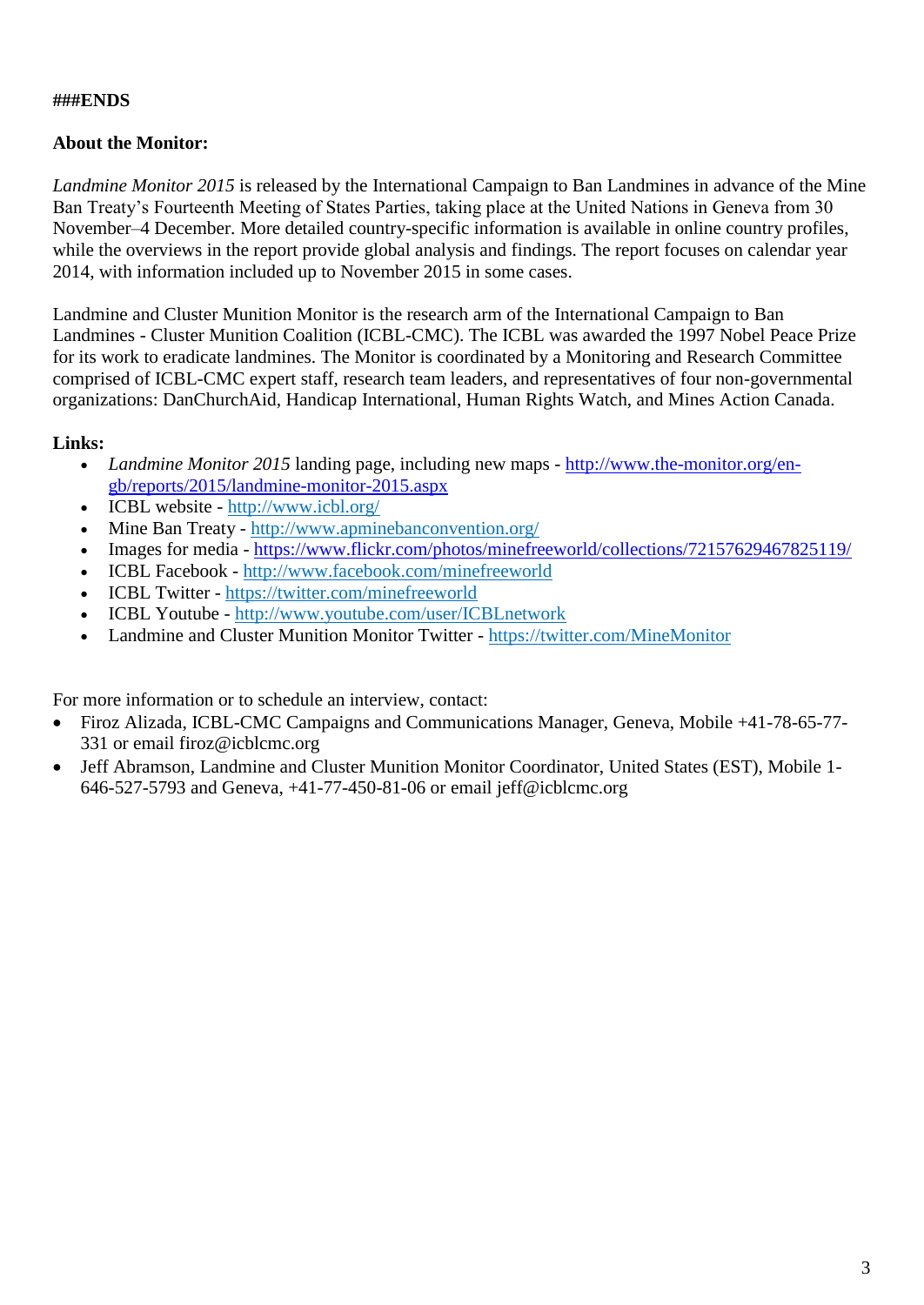**###ENDS**

**About the Monitor:**

*Landmine Monitor 2015* is released by the International Campaign to Ban Landmines in advance of the Mine Ban Treaty's Fourteenth Meeting of States Parties, taking place at the United Nations in Geneva from 30 November–4 December. More detailed country-specific information is available in online country profiles, while the overviews in the report provide global analysis and findings. The report focuses on calendar year 2014, with information included up to November 2015 in some cases.

Landmine and Cluster Munition Monitor is the research arm of the International Campaign to Ban Landmines - Cluster Munition Coalition (ICBL-CMC). The ICBL was awarded the 1997 Nobel Peace Prize for its work to eradicate landmines. The Monitor is coordinated by a Monitoring and Research Committee comprised of ICBL-CMC expert staff, research team leaders, and representatives of four non-governmental organizations: DanChurchAid, Handicap International, Human Rights Watch, and Mines Action Canada.

**Links:**

- *Landmine Monitor 2015* landing page, including new maps - http://www.the-monitor.org/en-gb/reports/2015/landmine-monitor-2015.aspx
- ICBL website - http://www.icbl.org/
- Mine Ban Treaty - http://www.apminebanconvention.org/
- Images for media - https://www.flickr.com/photos/minefreeworld/collections/72157629467825119/
- ICBL Facebook - http://www.facebook.com/minefreeworld
- ICBL Twitter - https://twitter.com/minefreeworld
- ICBL Youtube - http://www.youtube.com/user/ICBLnetwork
- Landmine and Cluster Munition Monitor Twitter - https://twitter.com/MineMonitor

For more information or to schedule an interview, contact:

- Firoz Alizada, ICBL-CMC Campaigns and Communications Manager, Geneva, Mobile +41-78-65-77-331 or email firoz@icblcmc.org
- Jeff Abramson, Landmine and Cluster Munition Monitor Coordinator, United States (EST), Mobile 1-646-527-5793 and Geneva, +41-77-450-81-06 or email jeff@icblcmc.org